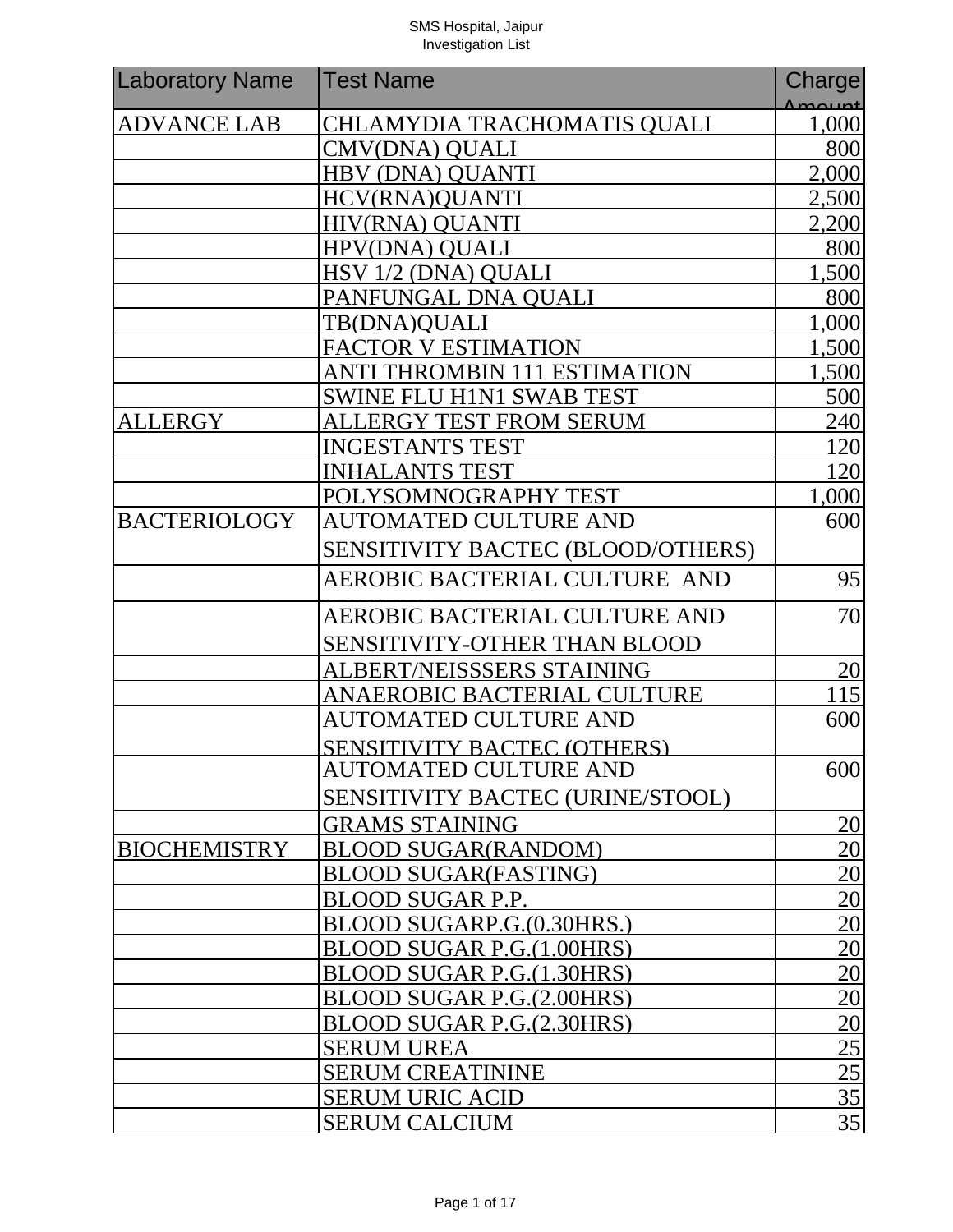SMS Hospital, Jaipur
Investigation List

| Laboratory Name | Test Name | Charge Amount |
|---|---|---|
| ADVANCE LAB | CHLAMYDIA TRACHOMATIS QUALI | 1,000 |
| | CMV(DNA) QUALI | 800 |
| | HBV (DNA) QUANTI | 2,000 |
| | HCV(RNA)QUANTI | 2,500 |
| | HIV(RNA) QUANTI | 2,200 |
| | HPV(DNA) QUALI | 800 |
| | HSV 1/2 (DNA) QUALI | 1,500 |
| | PANFUNGAL DNA QUALI | 800 |
| | TB(DNA)QUALI | 1,000 |
| | FACTOR V ESTIMATION | 1,500 |
| | ANTI THROMBIN 111 ESTIMATION | 1,500 |
| | SWINE FLU H1N1 SWAB TEST | 500 |
| ALLERGY | ALLERGY TEST FROM SERUM | 240 |
| | INGESTANTS TEST | 120 |
| | INHALANTS TEST | 120 |
| | POLYSOMNOGRAPHY TEST | 1,000 |
| BACTERIOLOGY | AUTOMATED CULTURE AND SENSITIVITY BACTEC (BLOOD/OTHERS) | 600 |
| | AEROBIC BACTERIAL CULTURE AND | 95 |
| | AEROBIC BACTERIAL CULTURE AND SENSITIVITY-OTHER THAN BLOOD | 70 |
| | ALBERT/NEISSSERS STAINING | 20 |
| | ANAEROBIC BACTERIAL CULTURE | 115 |
| | AUTOMATED CULTURE AND SENSITIVITY BACTEC (OTHERS) | 600 |
| | AUTOMATED CULTURE AND SENSITIVITY BACTEC (URINE/STOOL) | 600 |
| | GRAMS STAINING | 20 |
| BIOCHEMISTRY | BLOOD SUGAR(RANDOM) | 20 |
| | BLOOD SUGAR(FASTING) | 20 |
| | BLOOD SUGAR P.P. | 20 |
| | BLOOD SUGARP.G.(0.30HRS.) | 20 |
| | BLOOD SUGAR P.G.(1.00HRS) | 20 |
| | BLOOD SUGAR P.G.(1.30HRS) | 20 |
| | BLOOD SUGAR P.G.(2.00HRS) | 20 |
| | BLOOD SUGAR P.G.(2.30HRS) | 20 |
| | SERUM UREA | 25 |
| | SERUM CREATININE | 25 |
| | SERUM URIC ACID | 35 |
| | SERUM CALCIUM | 35 |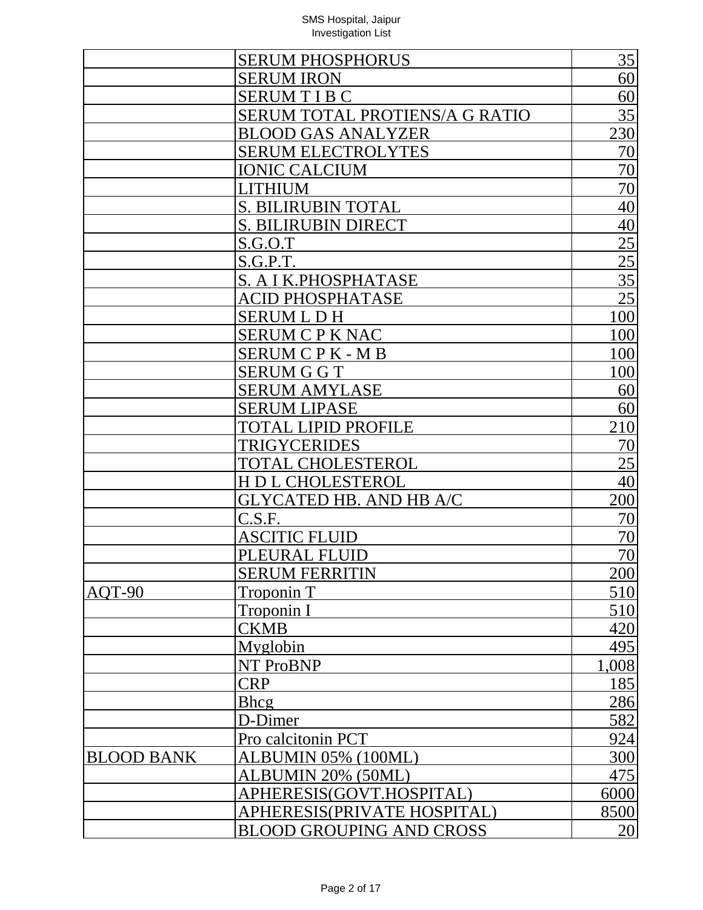| | | |
|---|---|---|
| | SERUM PHOSPHORUS | 35 |
| | SERUM IRON | 60 |
| | SERUM T I B C | 60 |
| | SERUM TOTAL PROTIENS/A G RATIO | 35 |
| | BLOOD GAS ANALYZER | 230 |
| | SERUM ELECTROLYTES | 70 |
| | IONIC CALCIUM | 70 |
| | LITHIUM | 70 |
| | S. BILIRUBIN TOTAL | 40 |
| | S. BILIRUBIN DIRECT | 40 |
| | S.G.O.T | 25 |
| | S.G.P.T. | 25 |
| | S. A I K.PHOSPHATASE | 35 |
| | ACID PHOSPHATASE | 25 |
| | SERUM L D H | 100 |
| | SERUM C P K NAC | 100 |
| | SERUM C P K - M B | 100 |
| | SERUM G G T | 100 |
| | SERUM AMYLASE | 60 |
| | SERUM LIPASE | 60 |
| | TOTAL LIPID PROFILE | 210 |
| | TRIGYCERIDES | 70 |
| | TOTAL CHOLESTEROL | 25 |
| | H D L CHOLESTEROL | 40 |
| | GLYCATED HB. AND HB A/C | 200 |
| | C.S.F. | 70 |
| | ASCITIC FLUID | 70 |
| | PLEURAL FLUID | 70 |
| | SERUM FERRITIN | 200 |
| AQT-90 | Troponin T | 510 |
| | Troponin I | 510 |
| | CKMB | 420 |
| | Myglobin | 495 |
| | NT ProBNP | 1,008 |
| | CRP | 185 |
| | Bhcg | 286 |
| | D-Dimer | 582 |
| | Pro calcitonin PCT | 924 |
| BLOOD BANK | ALBUMIN 05% (100ML) | 300 |
| | ALBUMIN 20% (50ML) | 475 |
| | APHERESIS(GOVT.HOSPITAL) | 6000 |
| | APHERESIS(PRIVATE HOSPITAL) | 8500 |
| | BLOOD GROUPING AND CROSS | 20 |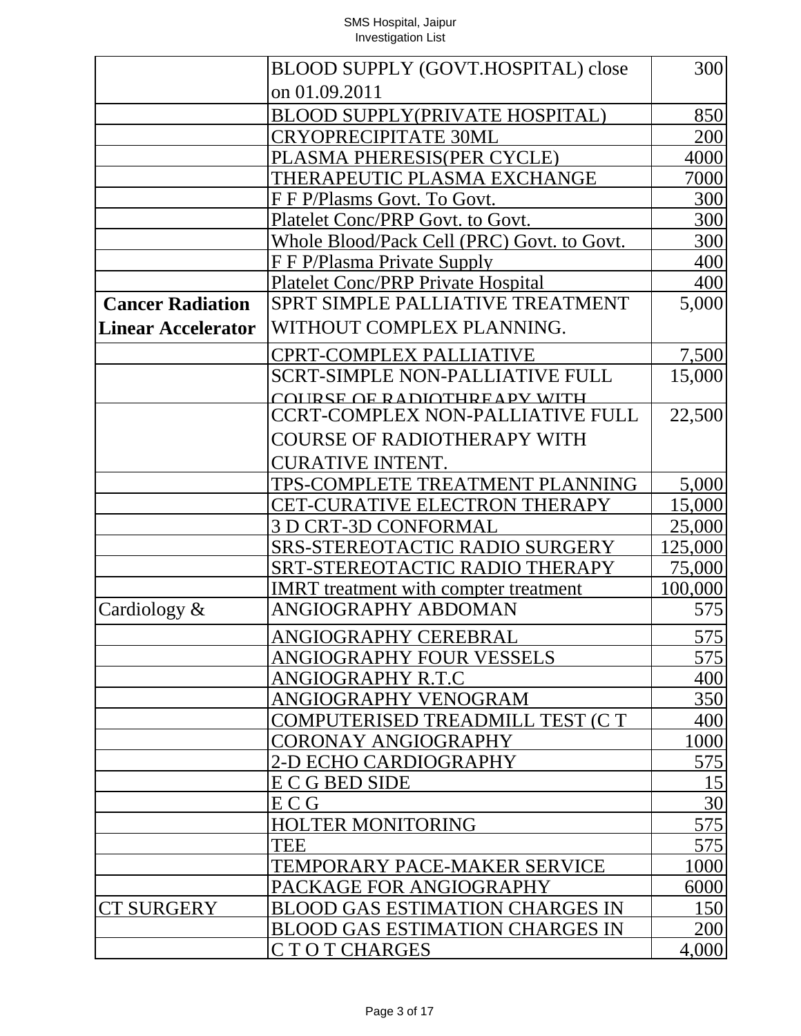| | | |
|---|---|---|
| | BLOOD SUPPLY (GOVT.HOSPITAL) close on 01.09.2011 | 300 |
| | BLOOD SUPPLY(PRIVATE HOSPITAL) | 850 |
| | CRYOPRECIPITATE 30ML | 200 |
| | PLASMA PHERESIS(PER CYCLE) | 4000 |
| | THERAPEUTIC PLASMA EXCHANGE | 7000 |
| | F F P/Plasms Govt. To Govt. | 300 |
| | Platelet Conc/PRP Govt. to Govt. | 300 |
| | Whole Blood/Pack Cell (PRC) Govt. to Govt. | 300 |
| | F F P/Plasma Private Supply | 400 |
| | Platelet Conc/PRP Private Hospital | 400 |
| **Cancer Radiation Linear Accelerator** | SPRT SIMPLE PALLIATIVE TREATMENT WITHOUT COMPLEX PLANNING. | 5,000 |
| | CPRT-COMPLEX PALLIATIVE | 7,500 |
| | SCRT-SIMPLE NON-PALLIATIVE FULL COURSE OF RADIOTHREAPY WITH | 15,000 |
| | CCRT-COMPLEX NON-PALLIATIVE FULL COURSE OF RADIOTHERAPY WITH CURATIVE INTENT. | 22,500 |
| | TPS-COMPLETE TREATMENT PLANNING | 5,000 |
| | CET-CURATIVE ELECTRON THERAPY | 15,000 |
| | 3 D CRT-3D CONFORMAL | 25,000 |
| | SRS-STEREOTACTIC RADIO SURGERY | 125,000 |
| | SRT-STEREOTACTIC RADIO THERAPY | 75,000 |
| | IMRT treatment with compter treatment | 100,000 |
| Cardiology & | ANGIOGRAPHY ABDOMAN | 575 |
| | ANGIOGRAPHY CEREBRAL | 575 |
| | ANGIOGRAPHY FOUR VESSELS | 575 |
| | ANGIOGRAPHY R.T.C | 400 |
| | ANGIOGRAPHY VENOGRAM | 350 |
| | COMPUTERISED TREADMILL TEST (C T | 400 |
| | CORONAY ANGIOGRAPHY | 1000 |
| | 2-D ECHO CARDIOGRAPHY | 575 |
| | E C G BED SIDE | 15 |
| | E C G | 30 |
| | HOLTER MONITORING | 575 |
| | TEE | 575 |
| | TEMPORARY PACE-MAKER SERVICE | 1000 |
| | PACKAGE FOR ANGIOGRAPHY | 6000 |
| CT SURGERY | BLOOD GAS ESTIMATION CHARGES IN | 150 |
| | BLOOD GAS ESTIMATION CHARGES IN | 200 |
| | C T O T CHARGES | 4,000 |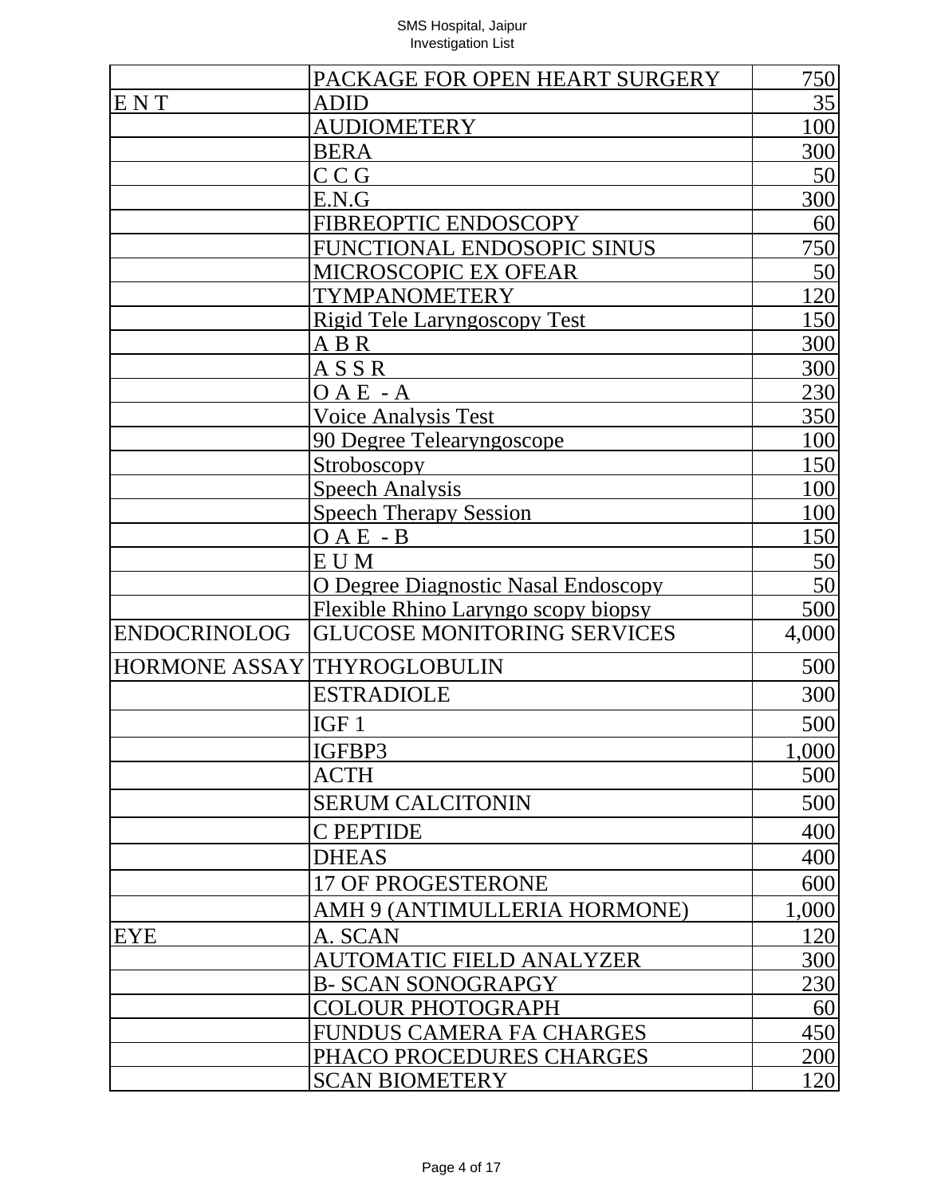| | | |
|---|---|---|
| | PACKAGE FOR OPEN HEART SURGERY | 750 |
| E N T | ADID | 35 |
| | AUDIOMETERY | 100 |
| | BERA | 300 |
| | C C G | 50 |
| | E.N.G | 300 |
| | FIBREOPTIC ENDOSCOPY | 60 |
| | FUNCTIONAL ENDOSOPIC SINUS | 750 |
| | MICROSCOPIC EX OFEAR | 50 |
| | TYMPANOMETERY | 120 |
| | Rigid Tele Laryngoscopy Test | 150 |
| | A B R | 300 |
| | A S S R | 300 |
| | O A E - A | 230 |
| | Voice Analysis Test | 350 |
| | 90 Degree Telearyngoscope | 100 |
| | Stroboscopy | 150 |
| | Speech Analysis | 100 |
| | Speech Therapy Session | 100 |
| | O A E - B | 150 |
| | E U M | 50 |
| | O Degree Diagnostic Nasal Endoscopy | 50 |
| | Flexible Rhino Laryngo scopy biopsy | 500 |
| ENDOCRINOLOG | GLUCOSE MONITORING SERVICES | 4,000 |
| HORMONE ASSAY | THYROGLOBULIN | 500 |
| | ESTRADIOLE | 300 |
| | IGF 1 | 500 |
| | IGFBP3 | 1,000 |
| | ACTH | 500 |
| | SERUM CALCITONIN | 500 |
| | C PEPTIDE | 400 |
| | DHEAS | 400 |
| | 17 OF PROGESTERONE | 600 |
| | AMH 9 (ANTIMULLERIA HORMONE) | 1,000 |
| EYE | A. SCAN | 120 |
| | AUTOMATIC FIELD ANALYZER | 300 |
| | B- SCAN SONOGRAPGY | 230 |
| | COLOUR PHOTOGRAPH | 60 |
| | FUNDUS CAMERA FA CHARGES | 450 |
| | PHACO PROCEDURES CHARGES | 200 |
| | SCAN BIOMETERY | 120 |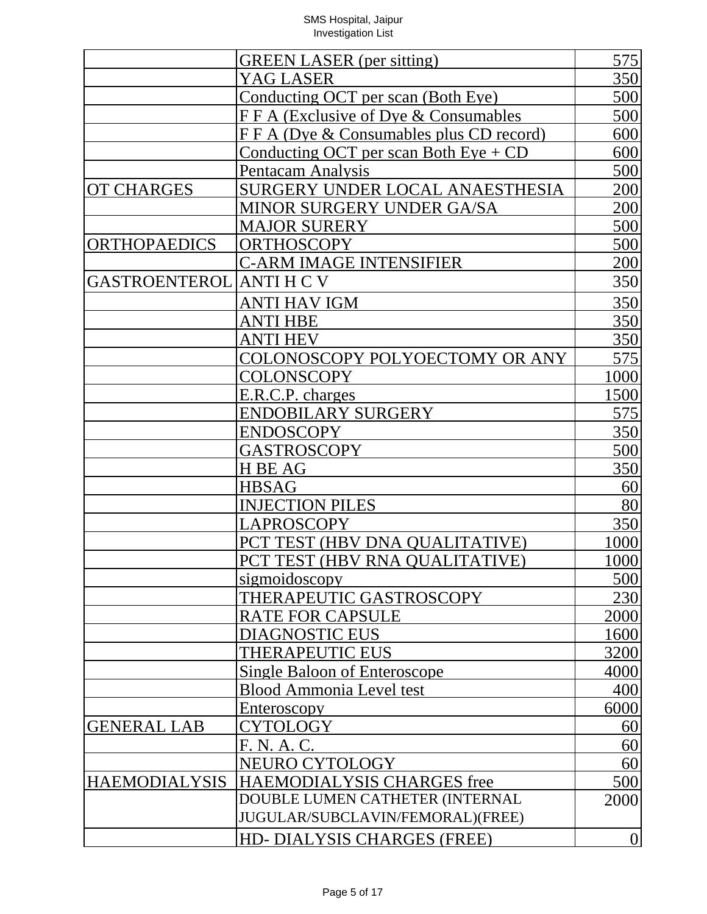| | | |
|---|---|---|
| | GREEN LASER (per sitting) | 575 |
| | YAG LASER | 350 |
| | Conducting OCT per scan (Both Eye) | 500 |
| | F F A (Exclusive of Dye & Consumables | 500 |
| | F F A (Dye & Consumables plus CD record) | 600 |
| | Conducting OCT per scan Both Eye + CD | 600 |
| | Pentacam Analysis | 500 |
| OT CHARGES | SURGERY UNDER LOCAL ANAESTHESIA | 200 |
| | MINOR SURGERY UNDER GA/SA | 200 |
| | MAJOR SURERY | 500 |
| ORTHOPAEDICS | ORTHOSCOPY | 500 |
| | C-ARM IMAGE INTENSIFIER | 200 |
| GASTROENTEROL | ANTI H C V | 350 |
| | ANTI HAV IGM | 350 |
| | ANTI HBE | 350 |
| | ANTI HEV | 350 |
| | COLONOSCOPY POLYOECTOMY OR ANY | 575 |
| | COLONSCOPY | 1000 |
| | E.R.C.P. charges | 1500 |
| | ENDOBILARY SURGERY | 575 |
| | ENDOSCOPY | 350 |
| | GASTROSCOPY | 500 |
| | H BE AG | 350 |
| | HBSAG | 60 |
| | INJECTION PILES | 80 |
| | LAPROSCOPY | 350 |
| | PCT TEST (HBV DNA QUALITATIVE) | 1000 |
| | PCT TEST (HBV RNA QUALITATIVE) | 1000 |
| | sigmoidoscopy | 500 |
| | THERAPEUTIC GASTROSCOPY | 230 |
| | RATE FOR CAPSULE | 2000 |
| | DIAGNOSTIC EUS | 1600 |
| | THERAPEUTIC EUS | 3200 |
| | Single Baloon of Enteroscope | 4000 |
| | Blood Ammonia Level test | 400 |
| | Enteroscopy | 6000 |
| GENERAL LAB | CYTOLOGY | 60 |
| | F. N. A. C. | 60 |
| | NEURO CYTOLOGY | 60 |
| HAEMODIALYSIS | HAEMODIALYSIS CHARGES free | 500 |
| | DOUBLE LUMEN CATHETER (INTERNAL JUGULAR/SUBCLAVIN/FEMORAL)(FREE) | 2000 |
| | HD- DIALYSIS CHARGES (FREE) | 0 |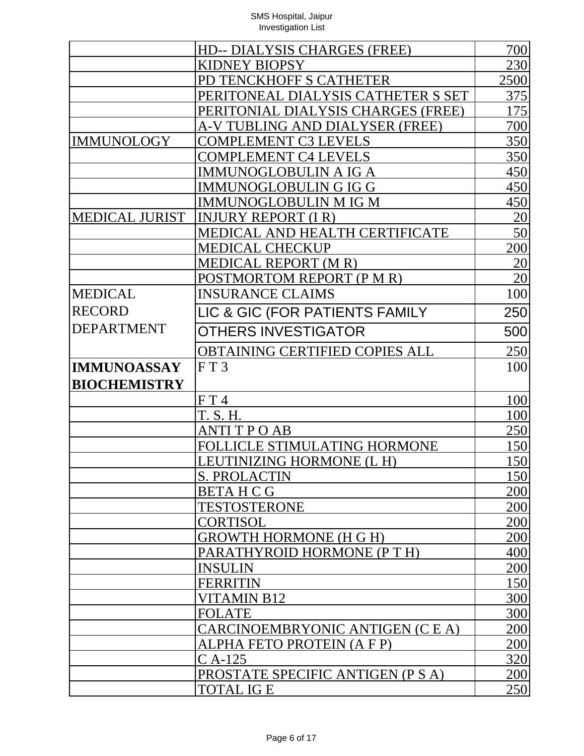| | | |
|---|---|---|
| | HD-- DIALYSIS CHARGES (FREE) | 700 |
| | KIDNEY BIOPSY | 230 |
| | PD TENCKHOFF S CATHETER | 2500 |
| | PERITONEAL DIALYSIS CATHETER S SET | 375 |
| | PERITONIAL DIALYSIS CHARGES (FREE) | 175 |
| | A-V TUBLING AND DIALYSER (FREE) | 700 |
| IMMUNOLOGY | COMPLEMENT C3 LEVELS | 350 |
| | COMPLEMENT C4 LEVELS | 350 |
| | IMMUNOGLOBULIN A IG A | 450 |
| | IMMUNOGLOBULIN G IG G | 450 |
| | IMMUNOGLOBULIN M IG M | 450 |
| MEDICAL JURIST | INJURY REPORT (I R) | 20 |
| | MEDICAL AND HEALTH CERTIFICATE | 50 |
| | MEDICAL CHECKUP | 200 |
| | MEDICAL REPORT (M R) | 20 |
| | POSTMORTOM REPORT (P M R) | 20 |
| MEDICAL RECORD DEPARTMENT | INSURANCE CLAIMS | 100 |
| | LIC & GIC (FOR PATIENTS FAMILY | 250 |
| | OTHERS INVESTIGATOR | 500 |
| | OBTAINING CERTIFIED COPIES ALL | 250 |
| **IMMUNOASSAY BIOCHEMISTRY** | F T 3 | 100 |
| | F T 4 | 100 |
| | T. S. H. | 100 |
| | ANTI T P O AB | 250 |
| | FOLLICLE STIMULATING HORMONE | 150 |
| | LEUTINIZING HORMONE (L H) | 150 |
| | S. PROLACTIN | 150 |
| | BETA H C G | 200 |
| | TESTOSTERONE | 200 |
| | CORTISOL | 200 |
| | GROWTH HORMONE (H G H) | 200 |
| | PARATHYROID HORMONE (P T H) | 400 |
| | INSULIN | 200 |
| | FERRITIN | 150 |
| | VITAMIN B12 | 300 |
| | FOLATE | 300 |
| | CARCINOEMBRYONIC ANTIGEN (C E A) | 200 |
| | ALPHA FETO PROTEIN (A F P) | 200 |
| | C A-125 | 320 |
| | PROSTATE SPECIFIC ANTIGEN (P S A) | 200 |
| | TOTAL IG E | 250 |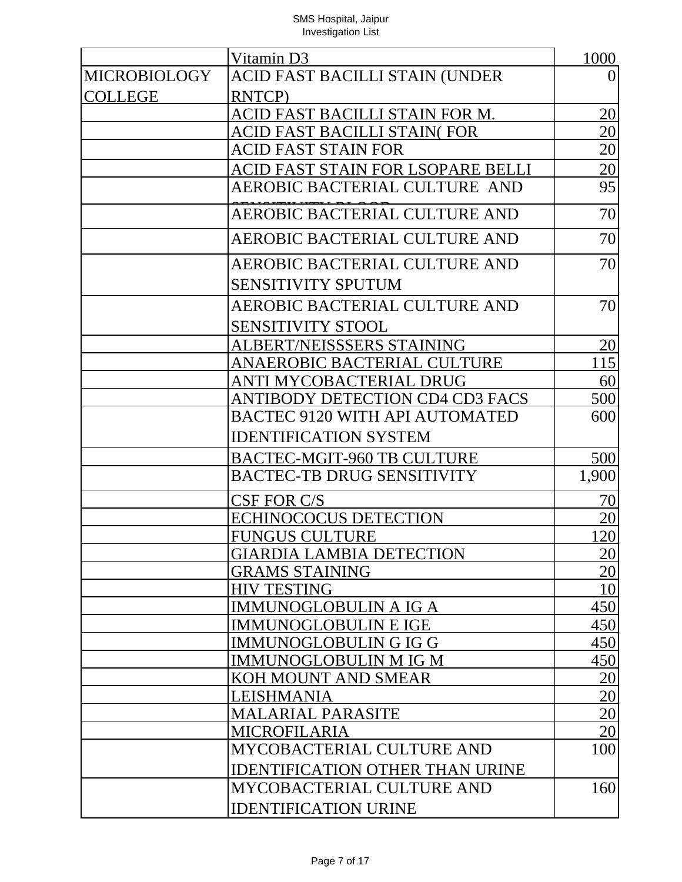| | | |
|---|---|---|
| | Vitamin D3 | 1000 |
| MICROBIOLOGY COLLEGE | ACID FAST BACILLI STAIN (UNDER RNTCP) | 0 |
| | ACID FAST BACILLI STAIN FOR M. | 20 |
| | ACID FAST BACILLI STAIN( FOR | 20 |
| | ACID FAST STAIN FOR | 20 |
| | ACID FAST STAIN FOR LSOPARE BELLI | 20 |
| | AEROBIC BACTERIAL CULTURE AND SENSITIVITY BLOOD | 95 |
| | AEROBIC BACTERIAL CULTURE AND | 70 |
| | AEROBIC BACTERIAL CULTURE AND | 70 |
| | AEROBIC BACTERIAL CULTURE AND SENSITIVITY SPUTUM | 70 |
| | AEROBIC BACTERIAL CULTURE AND SENSITIVITY STOOL | 70 |
| | ALBERT/NEISSSERS STAINING | 20 |
| | ANAEROBIC BACTERIAL CULTURE | 115 |
| | ANTI MYCOBACTERIAL DRUG | 60 |
| | ANTIBODY DETECTION CD4 CD3 FACS | 500 |
| | BACTEC 9120 WITH API AUTOMATED IDENTIFICATION SYSTEM | 600 |
| | BACTEC-MGIT-960 TB CULTURE | 500 |
| | BACTEC-TB DRUG SENSITIVITY | 1,900 |
| | CSF FOR C/S | 70 |
| | ECHINOCOCUS DETECTION | 20 |
| | FUNGUS CULTURE | 120 |
| | GIARDIA LAMBIA DETECTION | 20 |
| | GRAMS STAINING | 20 |
| | HIV TESTING | 10 |
| | IMMUNOGLOBULIN A IG A | 450 |
| | IMMUNOGLOBULIN E IGE | 450 |
| | IMMUNOGLOBULIN G IG G | 450 |
| | IMMUNOGLOBULIN M IG M | 450 |
| | KOH MOUNT AND SMEAR | 20 |
| | LEISHMANIA | 20 |
| | MALARIAL PARASITE | 20 |
| | MICROFILARIA | 20 |
| | MYCOBACTERIAL CULTURE AND IDENTIFICATION OTHER THAN URINE | 100 |
| | MYCOBACTERIAL CULTURE AND IDENTIFICATION URINE | 160 |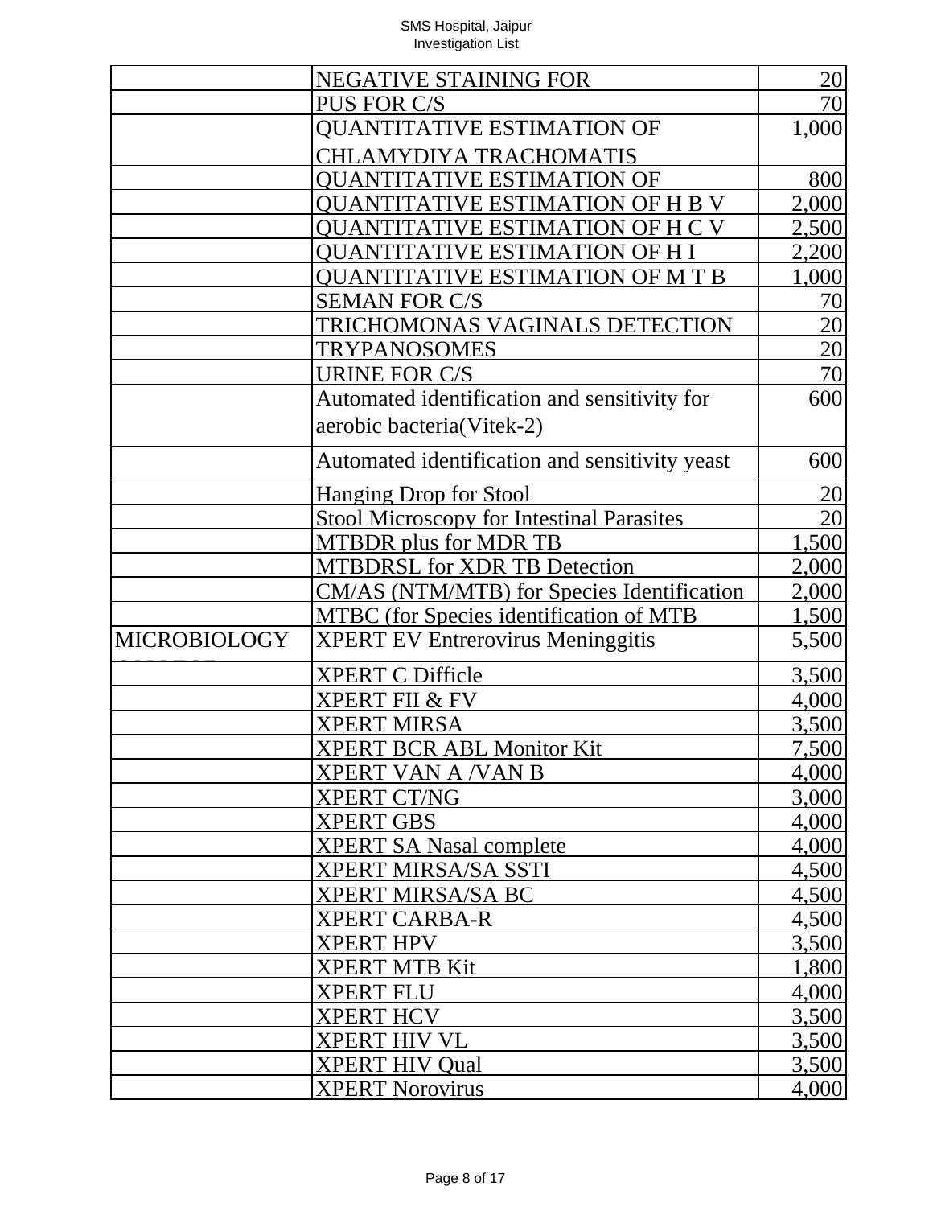| | | |
|---|---|---|
| | NEGATIVE STAINING FOR | 20 |
| | PUS FOR C/S | 70 |
| | QUANTITATIVE ESTIMATION OF CHLAMYDIYA TRACHOMATIS | 1,000 |
| | QUANTITATIVE ESTIMATION OF | 800 |
| | QUANTITATIVE ESTIMATION OF H B V | 2,000 |
| | QUANTITATIVE ESTIMATION OF H C V | 2,500 |
| | QUANTITATIVE ESTIMATION OF H I | 2,200 |
| | QUANTITATIVE ESTIMATION OF M T B | 1,000 |
| | SEMAN FOR C/S | 70 |
| | TRICHOMONAS VAGINALS DETECTION | 20 |
| | TRYPANOSOMES | 20 |
| | URINE FOR C/S | 70 |
| | Automated identification and sensitivity for aerobic bacteria(Vitek-2) | 600 |
| | Automated identification and sensitivity yeast | 600 |
| | Hanging Drop for Stool | 20 |
| | Stool Microscopy for Intestinal Parasites | 20 |
| | MTBDR plus for MDR TB | 1,500 |
| | MTBDRSL for XDR TB Detection | 2,000 |
| | CM/AS (NTM/MTB) for Species Identification | 2,000 |
| | MTBC (for Species identification of MTB | 1,500 |
| MICROBIOLOGY | XPERT EV Entrerovirus Meninggitis | 5,500 |
| | XPERT C Difficle | 3,500 |
| | XPERT FII & FV | 4,000 |
| | XPERT MIRSA | 3,500 |
| | XPERT BCR ABL Monitor Kit | 7,500 |
| | XPERT VAN A /VAN B | 4,000 |
| | XPERT CT/NG | 3,000 |
| | XPERT GBS | 4,000 |
| | XPERT SA Nasal complete | 4,000 |
| | XPERT MIRSA/SA SSTI | 4,500 |
| | XPERT MIRSA/SA BC | 4,500 |
| | XPERT CARBA-R | 4,500 |
| | XPERT HPV | 3,500 |
| | XPERT MTB Kit | 1,800 |
| | XPERT FLU | 4,000 |
| | XPERT HCV | 3,500 |
| | XPERT HIV VL | 3,500 |
| | XPERT HIV Qual | 3,500 |
| | XPERT Norovirus | 4,000 |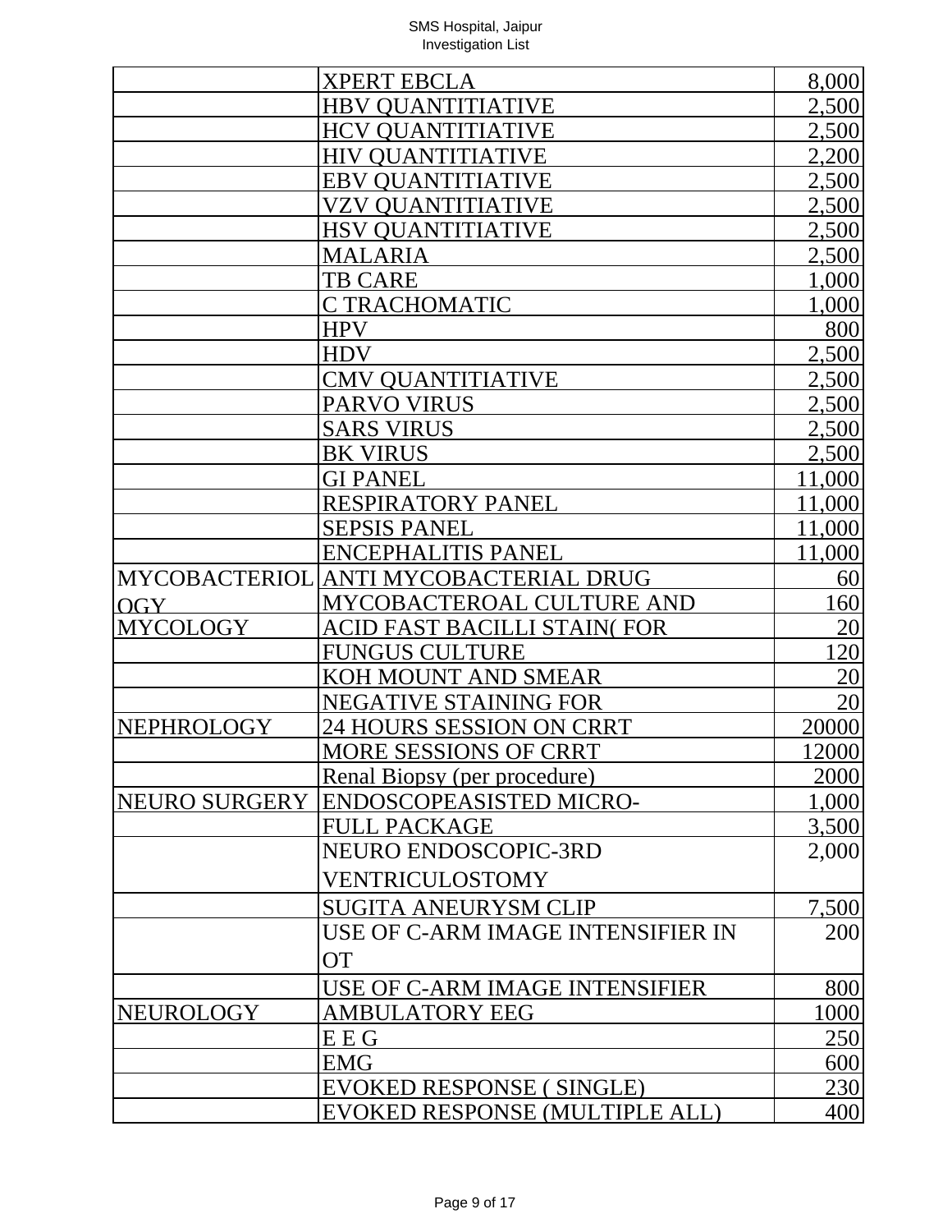| | | |
|---|---|---|
| | XPERT EBCLA | 8,000 |
| | HBV QUANTITIATIVE | 2,500 |
| | HCV QUANTITIATIVE | 2,500 |
| | HIV QUANTITIATIVE | 2,200 |
| | EBV QUANTITIATIVE | 2,500 |
| | VZV QUANTITIATIVE | 2,500 |
| | HSV QUANTITIATIVE | 2,500 |
| | MALARIA | 2,500 |
| | TB CARE | 1,000 |
| | C TRACHOMATIC | 1,000 |
| | HPV | 800 |
| | HDV | 2,500 |
| | CMV QUANTITIATIVE | 2,500 |
| | PARVO VIRUS | 2,500 |
| | SARS VIRUS | 2,500 |
| | BK VIRUS | 2,500 |
| | GI PANEL | 11,000 |
| | RESPIRATORY PANEL | 11,000 |
| | SEPSIS PANEL | 11,000 |
| | ENCEPHALITIS PANEL | 11,000 |
| MYCOBACTERIOLOGY | ANTI MYCOBACTERIAL DRUG | 60 |
| | MYCOBACTEROAL CULTURE AND | 160 |
| MYCOLOGY | ACID FAST BACILLI STAIN( FOR | 20 |
| | FUNGUS CULTURE | 120 |
| | KOH MOUNT AND SMEAR | 20 |
| | NEGATIVE STAINING FOR | 20 |
| NEPHROLOGY | 24 HOURS SESSION ON CRRT | 20000 |
| | MORE SESSIONS OF CRRT | 12000 |
| | Renal Biopsy (per procedure) | 2000 |
| NEURO SURGERY | ENDOSCOPEASISTED MICRO- | 1,000 |
| | FULL PACKAGE | 3,500 |
| | NEURO ENDOSCOPIC-3RD VENTRICULOSTOMY | 2,000 |
| | SUGITA ANEURYSM CLIP | 7,500 |
| | USE OF C-ARM IMAGE INTENSIFIER IN OT | 200 |
| | USE OF C-ARM IMAGE INTENSIFIER | 800 |
| NEUROLOGY | AMBULATORY EEG | 1000 |
| | E E G | 250 |
| | EMG | 600 |
| | EVOKED RESPONSE ( SINGLE) | 230 |
| | EVOKED RESPONSE (MULTIPLE ALL) | 400 |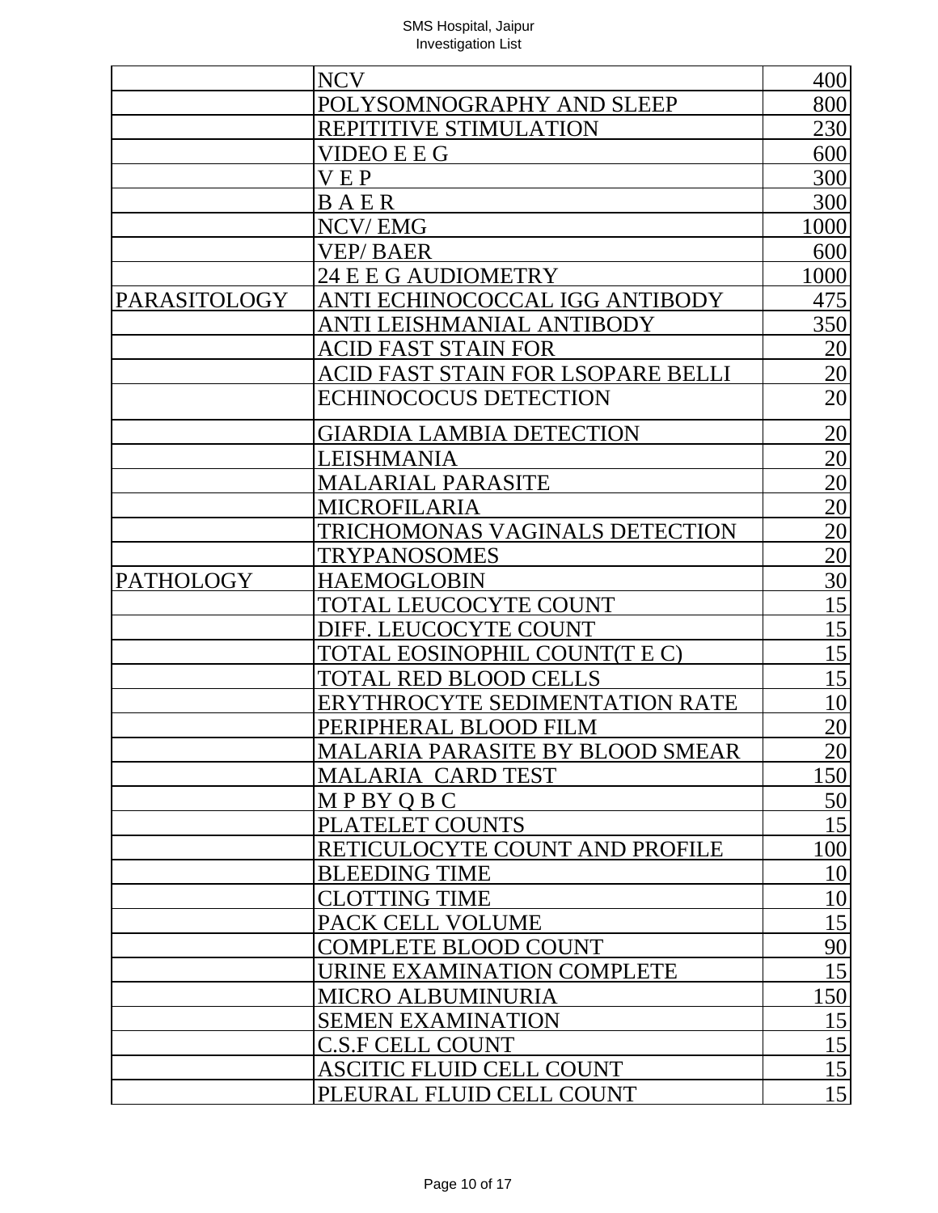|  |  |  |
|---|---|---|
|  | NCV | 400 |
|  | POLYSOMNOGRAPHY AND SLEEP | 800 |
|  | REPITITIVE STIMULATION | 230 |
|  | VIDEO E E G | 600 |
|  | V E P | 300 |
|  | B A E R | 300 |
|  | NCV/ EMG | 1000 |
|  | VEP/ BAER | 600 |
|  | 24 E E G AUDIOMETRY | 1000 |
| PARASITOLOGY | ANTI ECHINOCOCCAL IGG ANTIBODY | 475 |
|  | ANTI LEISHMANIAL ANTIBODY | 350 |
|  | ACID FAST STAIN FOR | 20 |
|  | ACID FAST STAIN FOR LSOPARE BELLI | 20 |
|  | ECHINOCOCUS DETECTION | 20 |
|  | GIARDIA LAMBIA DETECTION | 20 |
|  | LEISHMANIA | 20 |
|  | MALARIAL PARASITE | 20 |
|  | MICROFILARIA | 20 |
|  | TRICHOMONAS VAGINALS DETECTION | 20 |
|  | TRYPANOSOMES | 20 |
| PATHOLOGY | HAEMOGLOBIN | 30 |
|  | TOTAL LEUCOCYTE COUNT | 15 |
|  | DIFF. LEUCOCYTE COUNT | 15 |
|  | TOTAL EOSINOPHIL COUNT(T E C) | 15 |
|  | TOTAL RED BLOOD CELLS | 15 |
|  | ERYTHROCYTE SEDIMENTATION RATE | 10 |
|  | PERIPHERAL BLOOD FILM | 20 |
|  | MALARIA PARASITE BY BLOOD SMEAR | 20 |
|  | MALARIA CARD TEST | 150 |
|  | M P BY Q B C | 50 |
|  | PLATELET COUNTS | 15 |
|  | RETICULOCYTE COUNT AND PROFILE | 100 |
|  | BLEEDING TIME | 10 |
|  | CLOTTING TIME | 10 |
|  | PACK CELL VOLUME | 15 |
|  | COMPLETE BLOOD COUNT | 90 |
|  | URINE EXAMINATION COMPLETE | 15 |
|  | MICRO ALBUMINURIA | 150 |
|  | SEMEN EXAMINATION | 15 |
|  | C.S.F CELL COUNT | 15 |
|  | ASCITIC FLUID CELL COUNT | 15 |
|  | PLEURAL FLUID CELL COUNT | 15 |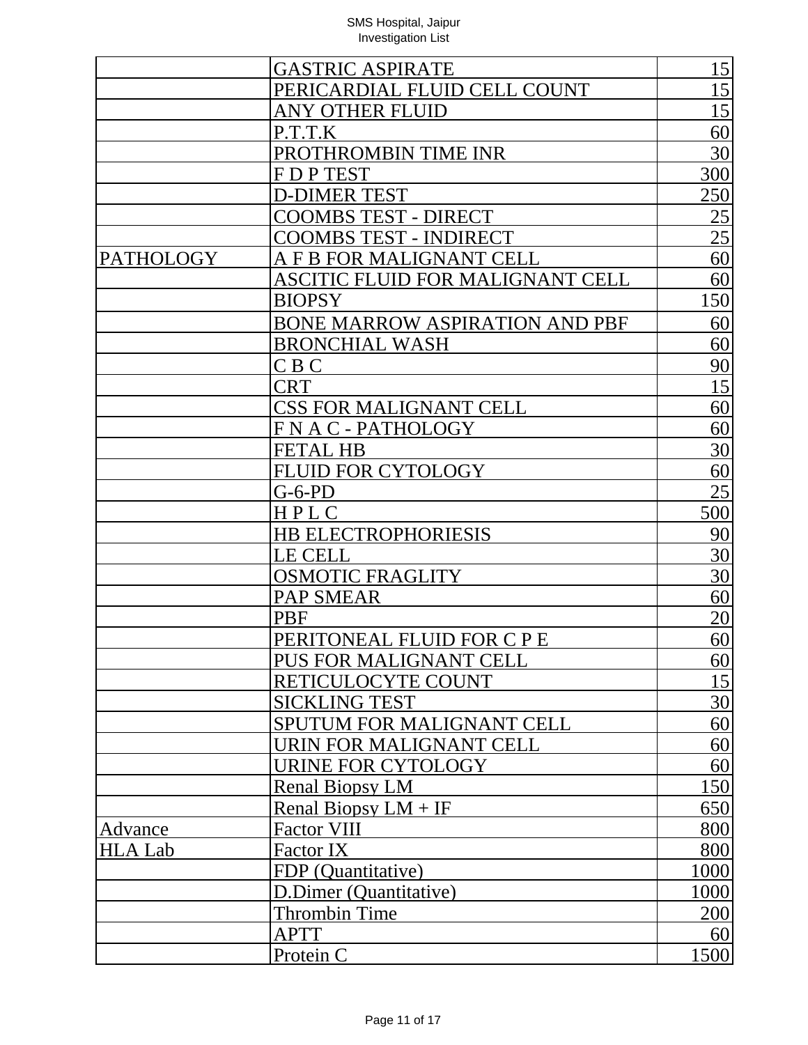| | | |
|---|---|---|
| | GASTRIC ASPIRATE | 15 |
| | PERICARDIAL FLUID CELL COUNT | 15 |
| | ANY OTHER FLUID | 15 |
| | P.T.T.K | 60 |
| | PROTHROMBIN TIME INR | 30 |
| | F D P TEST | 300 |
| | D-DIMER TEST | 250 |
| | COOMBS TEST - DIRECT | 25 |
| | COOMBS TEST - INDIRECT | 25 |
| PATHOLOGY | A F B FOR MALIGNANT CELL | 60 |
| | ASCITIC FLUID FOR MALIGNANT CELL | 60 |
| | BIOPSY | 150 |
| | BONE MARROW ASPIRATION AND PBF | 60 |
| | BRONCHIAL WASH | 60 |
| | C B C | 90 |
| | CRT | 15 |
| | CSS FOR MALIGNANT CELL | 60 |
| | F N A C - PATHOLOGY | 60 |
| | FETAL HB | 30 |
| | FLUID FOR CYTOLOGY | 60 |
| | G-6-PD | 25 |
| | H P L C | 500 |
| | HB ELECTROPHORIESIS | 90 |
| | LE CELL | 30 |
| | OSMOTIC FRAGLITY | 30 |
| | PAP SMEAR | 60 |
| | PBF | 20 |
| | PERITONEAL FLUID FOR C P E | 60 |
| | PUS FOR MALIGNANT CELL | 60 |
| | RETICULOCYTE COUNT | 15 |
| | SICKLING TEST | 30 |
| | SPUTUM FOR MALIGNANT CELL | 60 |
| | URIN FOR MALIGNANT CELL | 60 |
| | URINE FOR CYTOLOGY | 60 |
| | Renal Biopsy LM | 150 |
| | Renal Biopsy LM + IF | 650 |
| Advance | Factor VIII | 800 |
| HLA Lab | Factor IX | 800 |
| | FDP (Quantitative) | 1000 |
| | D.Dimer (Quantitative) | 1000 |
| | Thrombin Time | 200 |
| | APTT | 60 |
| | Protein C | 1500 |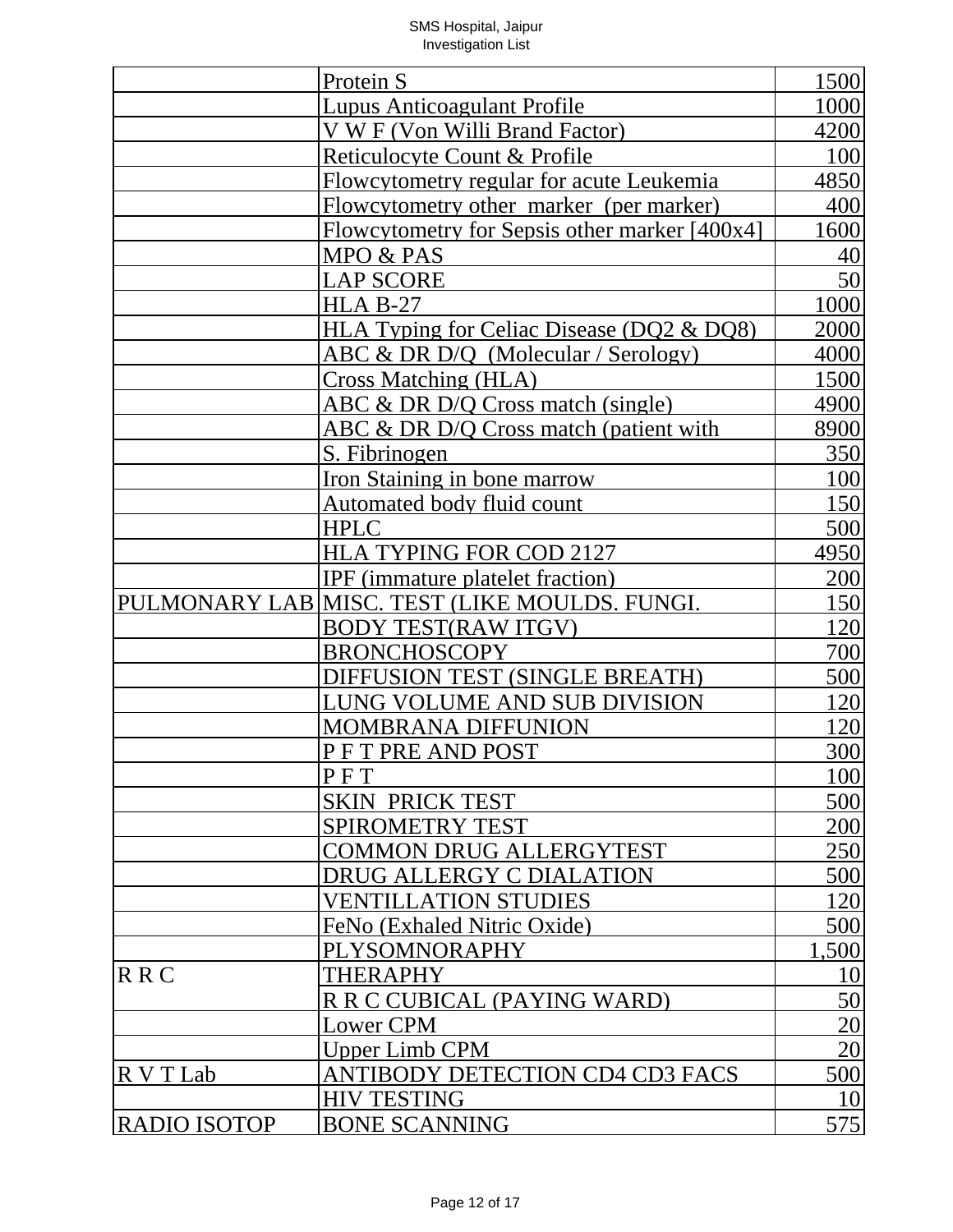| | | |
|---|---|---|
| | Protein S | 1500 |
| | Lupus Anticoagulant Profile | 1000 |
| | V W F (Von Willi Brand Factor) | 4200 |
| | Reticulocyte Count & Profile | 100 |
| | Flowcytometry regular for acute Leukemia | 4850 |
| | Flowcytometry other marker (per marker) | 400 |
| | Flowcytometry for Sepsis other marker [400x4] | 1600 |
| | MPO & PAS | 40 |
| | LAP SCORE | 50 |
| | HLA B-27 | 1000 |
| | HLA Typing for Celiac Disease (DQ2 & DQ8) | 2000 |
| | ABC & DR D/Q (Molecular / Serology) | 4000 |
| | Cross Matching (HLA) | 1500 |
| | ABC & DR D/Q Cross match (single) | 4900 |
| | ABC & DR D/Q Cross match (patient with | 8900 |
| | S. Fibrinogen | 350 |
| | Iron Staining in bone marrow | 100 |
| | Automated body fluid count | 150 |
| | HPLC | 500 |
| | HLA TYPING FOR COD 2127 | 4950 |
| | IPF (immature platelet fraction) | 200 |
| PULMONARY LAB | MISC. TEST (LIKE MOULDS. FUNGI. | 150 |
| | BODY TEST(RAW ITGV) | 120 |
| | BRONCHOSCOPY | 700 |
| | DIFFUSION TEST (SINGLE BREATH) | 500 |
| | LUNG VOLUME AND SUB DIVISION | 120 |
| | MOMBRANA DIFFUNION | 120 |
| | P F T PRE AND POST | 300 |
| | P F T | 100 |
| | SKIN PRICK TEST | 500 |
| | SPIROMETRY TEST | 200 |
| | COMMON DRUG ALLERGYTEST | 250 |
| | DRUG ALLERGY C DIALATION | 500 |
| | VENTILLATION STUDIES | 120 |
| | FeNo (Exhaled Nitric Oxide) | 500 |
| | PLYSOMNORAPHY | 1,500 |
| R R C | THERAPHY | 10 |
| | R R C CUBICAL (PAYING WARD) | 50 |
| | Lower CPM | 20 |
| | Upper Limb CPM | 20 |
| R V T Lab | ANTIBODY DETECTION CD4 CD3 FACS | 500 |
| | HIV TESTING | 10 |
| RADIO ISOTOP | BONE SCANNING | 575 |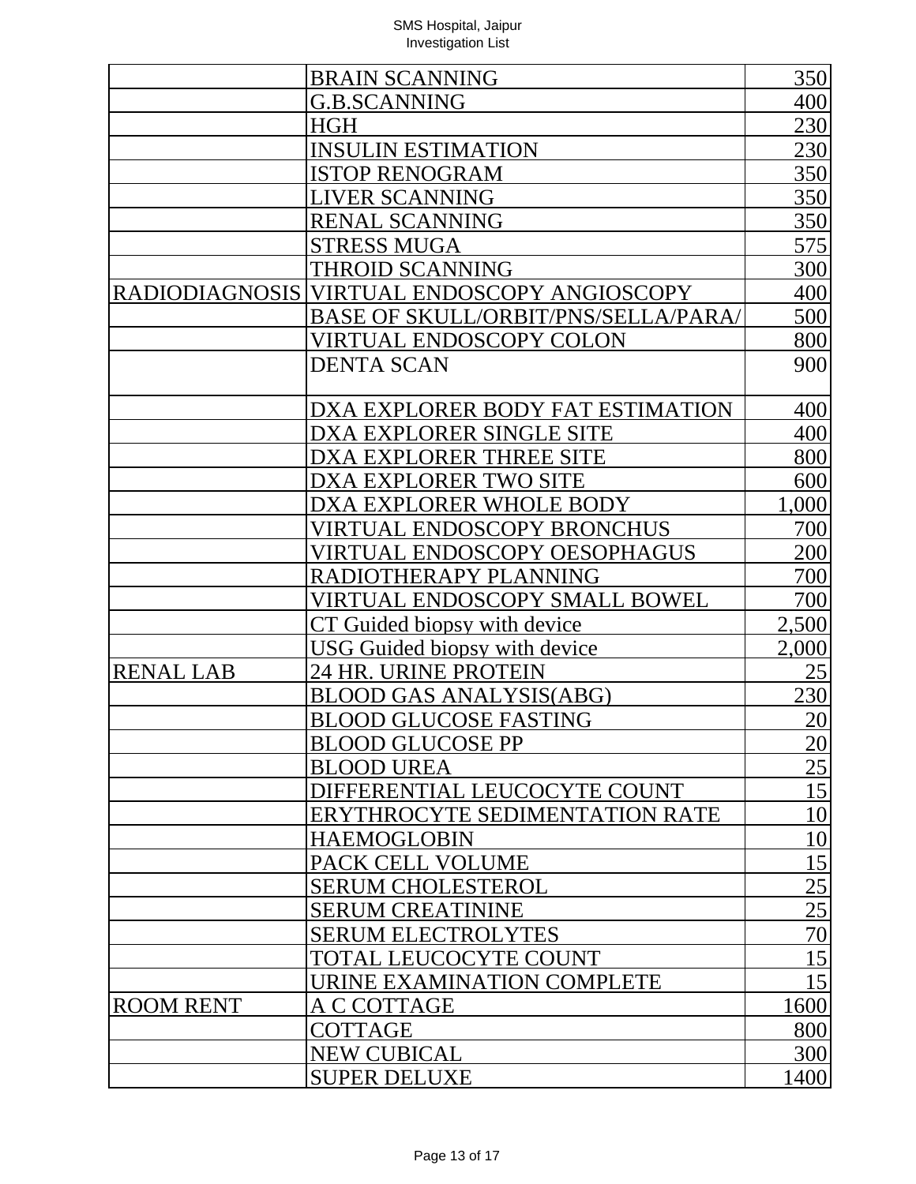| | | |
|---|---|---|
| | BRAIN SCANNING | 350 |
| | G.B.SCANNING | 400 |
| | HGH | 230 |
| | INSULIN ESTIMATION | 230 |
| | ISTOP RENOGRAM | 350 |
| | LIVER SCANNING | 350 |
| | RENAL SCANNING | 350 |
| | STRESS MUGA | 575 |
| | THROID SCANNING | 300 |
| RADIODIAGNOSIS | VIRTUAL ENDOSCOPY ANGIOSCOPY | 400 |
| | BASE OF SKULL/ORBIT/PNS/SELLA/PARA/ | 500 |
| | VIRTUAL ENDOSCOPY COLON | 800 |
| | DENTA SCAN | 900 |
| | DXA EXPLORER BODY FAT ESTIMATION | 400 |
| | DXA EXPLORER SINGLE SITE | 400 |
| | DXA EXPLORER THREE SITE | 800 |
| | DXA EXPLORER TWO SITE | 600 |
| | DXA EXPLORER WHOLE BODY | 1,000 |
| | VIRTUAL ENDOSCOPY BRONCHUS | 700 |
| | VIRTUAL ENDOSCOPY OESOPHAGUS | 200 |
| | RADIOTHERAPY PLANNING | 700 |
| | VIRTUAL ENDOSCOPY SMALL BOWEL | 700 |
| | CT Guided biopsy with device | 2,500 |
| | USG Guided biopsy with device | 2,000 |
| RENAL LAB | 24 HR. URINE PROTEIN | 25 |
| | BLOOD GAS ANALYSIS(ABG) | 230 |
| | BLOOD GLUCOSE FASTING | 20 |
| | BLOOD GLUCOSE PP | 20 |
| | BLOOD UREA | 25 |
| | DIFFERENTIAL LEUCOCYTE COUNT | 15 |
| | ERYTHROCYTE SEDIMENTATION RATE | 10 |
| | HAEMOGLOBIN | 10 |
| | PACK CELL VOLUME | 15 |
| | SERUM CHOLESTEROL | 25 |
| | SERUM CREATININE | 25 |
| | SERUM ELECTROLYTES | 70 |
| | TOTAL LEUCOCYTE COUNT | 15 |
| | URINE EXAMINATION COMPLETE | 15 |
| ROOM RENT | A C COTTAGE | 1600 |
| | COTTAGE | 800 |
| | NEW CUBICAL | 300 |
| | SUPER DELUXE | 1400 |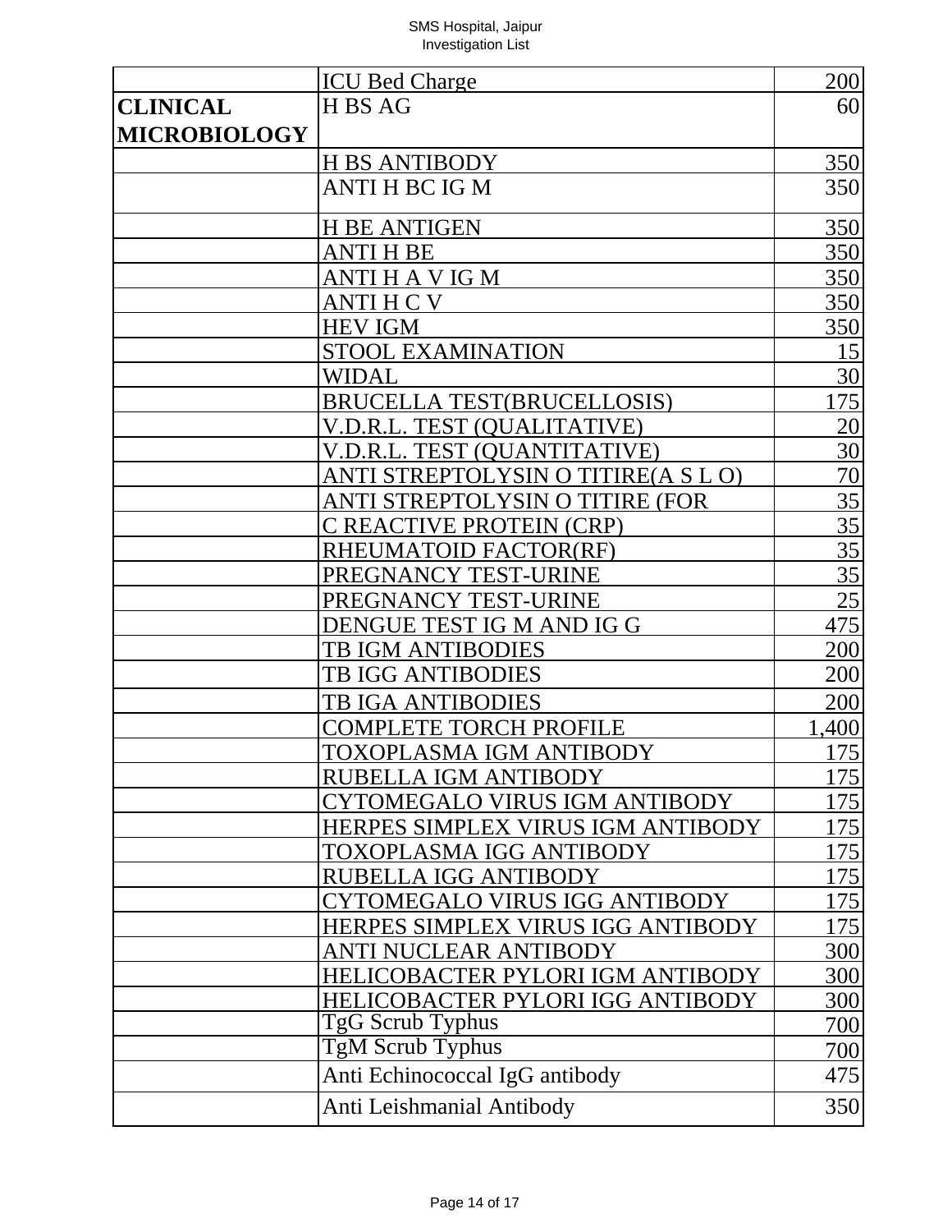| | | |
|---|---|---|
| | ICU Bed Charge | 200 |
| **CLINICAL MICROBIOLOGY** | H BS AG | 60 |
| | H BS ANTIBODY | 350 |
| | ANTI H BC IG M | 350 |
| | H BE ANTIGEN | 350 |
| | ANTI H BE | 350 |
| | ANTI H A V IG M | 350 |
| | ANTI H C V | 350 |
| | HEV IGM | 350 |
| | STOOL EXAMINATION | 15 |
| | WIDAL | 30 |
| | BRUCELLA TEST(BRUCELLOSIS) | 175 |
| | V.D.R.L. TEST (QUALITATIVE) | 20 |
| | V.D.R.L. TEST (QUANTITATIVE) | 30 |
| | ANTI STREPTOLYSIN O TITIRE(A S L O) | 70 |
| | ANTI STREPTOLYSIN O TITIRE (FOR | 35 |
| | C REACTIVE PROTEIN (CRP) | 35 |
| | RHEUMATOID FACTOR(RF) | 35 |
| | PREGNANCY TEST-URINE | 35 |
| | PREGNANCY TEST-URINE | 25 |
| | DENGUE TEST IG M AND IG G | 475 |
| | TB IGM ANTIBODIES | 200 |
| | TB IGG ANTIBODIES | 200 |
| | TB IGA ANTIBODIES | 200 |
| | COMPLETE TORCH PROFILE | 1,400 |
| | TOXOPLASMA IGM ANTIBODY | 175 |
| | RUBELLA IGM ANTIBODY | 175 |
| | CYTOMEGALO VIRUS IGM ANTIBODY | 175 |
| | HERPES SIMPLEX VIRUS IGM ANTIBODY | 175 |
| | TOXOPLASMA IGG ANTIBODY | 175 |
| | RUBELLA IGG ANTIBODY | 175 |
| | CYTOMEGALO VIRUS IGG ANTIBODY | 175 |
| | HERPES SIMPLEX VIRUS IGG ANTIBODY | 175 |
| | ANTI NUCLEAR ANTIBODY | 300 |
| | HELICOBACTER PYLORI IGM ANTIBODY | 300 |
| | HELICOBACTER PYLORI IGG ANTIBODY | 300 |
| | TgG Scrub Typhus | 700 |
| | TgM Scrub Typhus | 700 |
| | Anti Echinococcal IgG antibody | 475 |
| | Anti Leishmanial Antibody | 350 |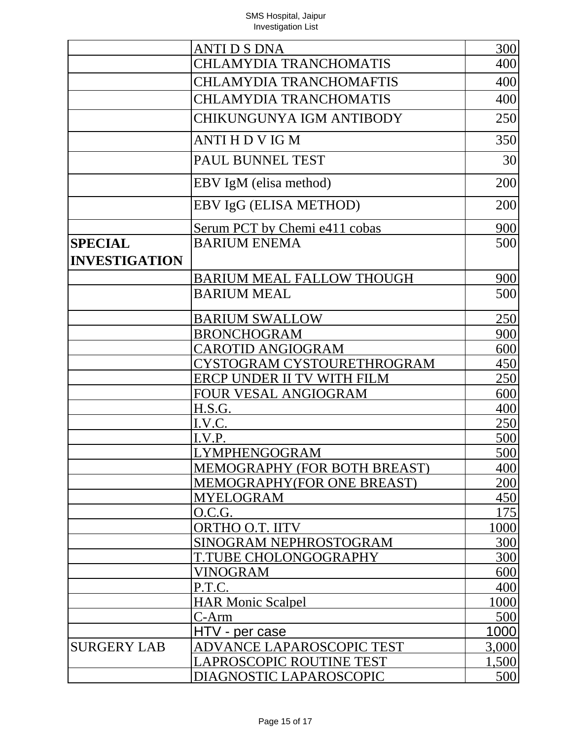| | | |
|---|---|---|
| | ANTI D S DNA | 300 |
| | CHLAMYDIA TRANCHOMATIS | 400 |
| | CHLAMYDIA TRANCHOMAFTIS | 400 |
| | CHLAMYDIA TRANCHOMATIS | 400 |
| | CHIKUNGUNYA IGM ANTIBODY | 250 |
| | ANTI H D V IG M | 350 |
| | PAUL BUNNEL TEST | 30 |
| | EBV IgM (elisa method) | 200 |
| | EBV IgG (ELISA METHOD) | 200 |
| | Serum PCT by Chemi e411 cobas | 900 |
| **SPECIAL INVESTIGATION** | BARIUM ENEMA | 500 |
| | BARIUM MEAL FALLOW THOUGH | 900 |
| | BARIUM MEAL | 500 |
| | BARIUM SWALLOW | 250 |
| | BRONCHOGRAM | 900 |
| | CAROTID ANGIOGRAM | 600 |
| | CYSTOGRAM CYSTOURETHROGRAM | 450 |
| | ERCP UNDER II TV WITH FILM | 250 |
| | FOUR VESAL ANGIOGRAM | 600 |
| | H.S.G. | 400 |
| | I.V.C. | 250 |
| | I.V.P. | 500 |
| | LYMPHENGOGRAM | 500 |
| | MEMOGRAPHY (FOR BOTH BREAST) | 400 |
| | MEMOGRAPHY(FOR ONE BREAST) | 200 |
| | MYELOGRAM | 450 |
| | O.C.G. | 175 |
| | ORTHO O.T. IITV | 1000 |
| | SINOGRAM NEPHROSTOGRAM | 300 |
| | T.TUBE CHOLONGOGRAPHY | 300 |
| | VINOGRAM | 600 |
| | P.T.C. | 400 |
| | HAR Monic Scalpel | 1000 |
| | C-Arm | 500 |
| | HTV - per case | 1000 |
| SURGERY LAB | ADVANCE LAPAROSCOPIC TEST | 3,000 |
| | LAPROSCOPIC ROUTINE TEST | 1,500 |
| | DIAGNOSTIC LAPAROSCOPIC | 500 |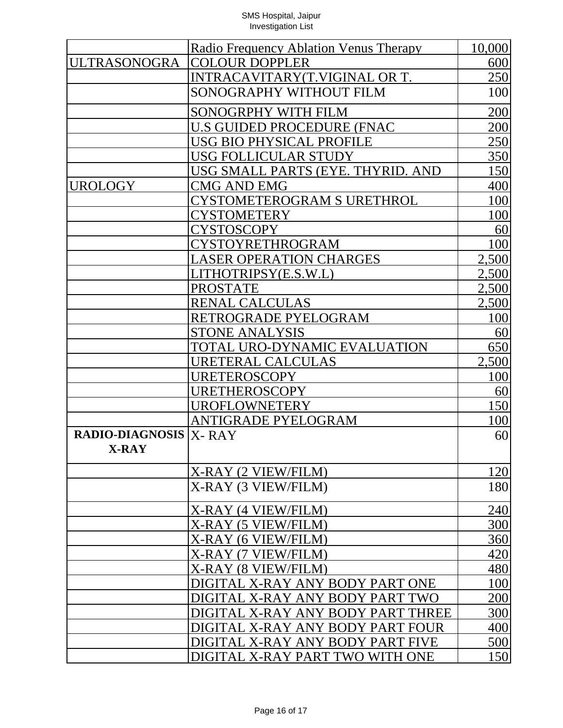| | | |
|---|---|---|
| | Radio Frequency Ablation Venus Therapy | 10,000 |
| ULTRASONOGRA | COLOUR DOPPLER | 600 |
| | INTRACAVITARY(T.VIGINAL OR T. | 250 |
| | SONOGRAPHY WITHOUT FILM | 100 |
| | SONOGRPHY WITH FILM | 200 |
| | U.S GUIDED PROCEDURE (FNAC | 200 |
| | USG BIO PHYSICAL PROFILE | 250 |
| | USG FOLLICULAR STUDY | 350 |
| | USG SMALL PARTS (EYE. THYRID. AND | 150 |
| UROLOGY | CMG AND EMG | 400 |
| | CYSTOMETEROGRAM S URETHROL | 100 |
| | CYSTOMETERY | 100 |
| | CYSTOSCOPY | 60 |
| | CYSTOYRETHROGRAM | 100 |
| | LASER OPERATION CHARGES | 2,500 |
| | LITHOTRIPSY(E.S.W.L) | 2,500 |
| | PROSTATE | 2,500 |
| | RENAL CALCULAS | 2,500 |
| | RETROGRADE PYELOGRAM | 100 |
| | STONE ANALYSIS | 60 |
| | TOTAL URO-DYNAMIC EVALUATION | 650 |
| | URETERAL CALCULAS | 2,500 |
| | URETEROSCOPY | 100 |
| | URETHEROSCOPY | 60 |
| | UROFLOWNETERY | 150 |
| | ANTIGRADE PYELOGRAM | 100 |
| **RADIO-DIAGNOSIS X-RAY** | X- RAY | 60 |
| | X-RAY (2 VIEW/FILM) | 120 |
| | X-RAY (3 VIEW/FILM) | 180 |
| | X-RAY (4 VIEW/FILM) | 240 |
| | X-RAY (5 VIEW/FILM) | 300 |
| | X-RAY (6 VIEW/FILM) | 360 |
| | X-RAY (7 VIEW/FILM) | 420 |
| | X-RAY (8 VIEW/FILM) | 480 |
| | DIGITAL X-RAY ANY BODY PART ONE | 100 |
| | DIGITAL X-RAY ANY BODY PART TWO | 200 |
| | DIGITAL X-RAY ANY BODY PART THREE | 300 |
| | DIGITAL X-RAY ANY BODY PART FOUR | 400 |
| | DIGITAL X-RAY ANY BODY PART FIVE | 500 |
| | DIGITAL X-RAY PART TWO WITH ONE | 150 |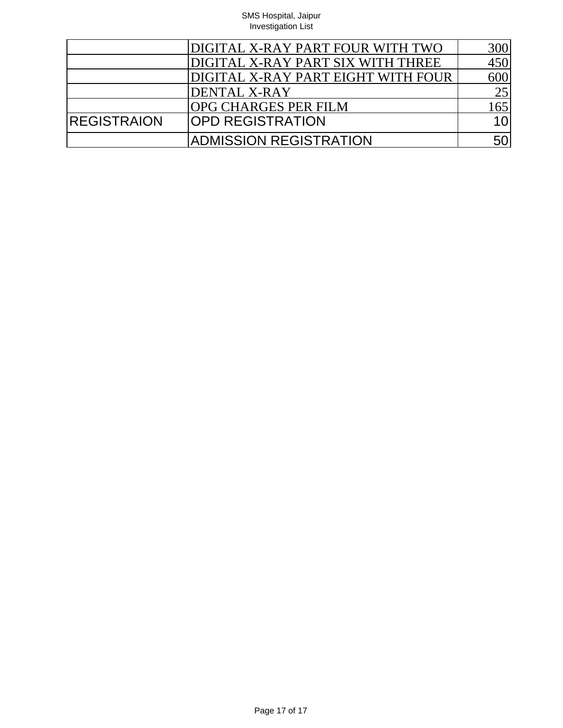| | | |
|---|---|---|
| | DIGITAL X-RAY PART FOUR WITH TWO | 300 |
| | DIGITAL X-RAY PART SIX WITH THREE | 450 |
| | DIGITAL X-RAY PART EIGHT WITH FOUR | 600 |
| | DENTAL X-RAY | 25 |
| | OPG CHARGES PER FILM | 165 |
| REGISTRAION | OPD REGISTRATION | 10 |
| | ADMISSION REGISTRATION | 50 |